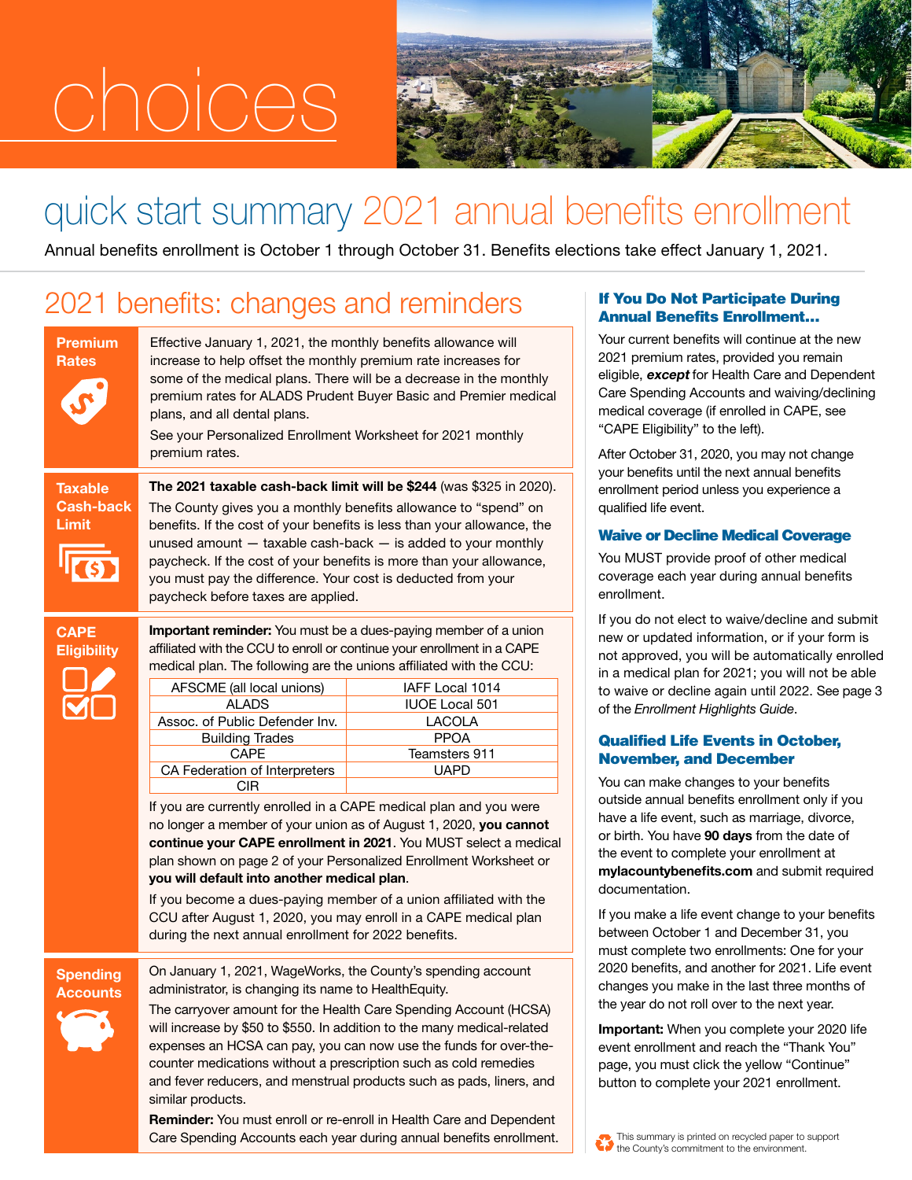# choices

## quick start summary 2021 annual benefits enrollment

Annual benefits enrollment is October 1 through October 31. Benefits elections take effect January 1, 2021.

## 2021 benefits: changes and reminders

### Premium Rates

Effective January 1, 2021, the monthly benefits allowance will increase to help offset the monthly premium rate increases for some of the medical plans. There will be a decrease in the monthly premium rates for ALADS Prudent Buyer Basic and Premier medical plans, and all dental plans.

See your Personalized Enrollment Worksheet for 2021 monthly premium rates.

### Taxable Cash-back Limit

**The 2021 taxable cash-back limit will be $244** (was $325 in 2020).

The County gives you a monthly benefits allowance to "spend" on benefits. If the cost of your benefits is less than your allowance, the unused amount — taxable cash-back — is added to your monthly paycheck. If the cost of your benefits is more than your allowance, you must pay the difference. Your cost is deducted from your paycheck before taxes are applied.

### CAPE Eligibility

**Important reminder:** You must be a dues-paying member of a union affiliated with the CCU to enroll or continue your enrollment in a CAPE medical plan. The following are the unions affiliated with the CCU:

| | |
|---|---|
| AFSCME (all local unions) | IAFF Local 1014 |
| ALADS | IUOE Local 501 |
| Assoc. of Public Defender Inv. | LACOLA |
| Building Trades | PPOA |
| CAPE | Teamsters 911 |
| CA Federation of Interpreters | UAPD |
| CIR | |

If you are currently enrolled in a CAPE medical plan and you were no longer a member of your union as of August 1, 2020, **you cannot continue your CAPE enrollment in 2021**. You MUST select a medical plan shown on page 2 of your Personalized Enrollment Worksheet or **you will default into another medical plan**.

If you become a dues-paying member of a union affiliated with the CCU after August 1, 2020, you may enroll in a CAPE medical plan during the next annual enrollment for 2022 benefits.

### Spending Accounts

On January 1, 2021, WageWorks, the County's spending account administrator, is changing its name to HealthEquity.

The carryover amount for the Health Care Spending Account (HCSA) will increase by $50 to $550. In addition to the many medical-related expenses an HCSA can pay, you can now use the funds for over-the-counter medications without a prescription such as cold remedies and fever reducers, and menstrual products such as pads, liners, and similar products.

**Reminder:** You must enroll or re-enroll in Health Care and Dependent Care Spending Accounts each year during annual benefits enrollment.

### If You Do Not Participate During Annual Benefits Enrollment…

Your current benefits will continue at the new 2021 premium rates, provided you remain eligible, ***except*** for Health Care and Dependent Care Spending Accounts and waiving/declining medical coverage (if enrolled in CAPE, see "CAPE Eligibility" to the left).

After October 31, 2020, you may not change your benefits until the next annual benefits enrollment period unless you experience a qualified life event.

### Waive or Decline Medical Coverage

You MUST provide proof of other medical coverage each year during annual benefits enrollment.

If you do not elect to waive/decline and submit new or updated information, or if your form is not approved, you will be automatically enrolled in a medical plan for 2021; you will not be able to waive or decline again until 2022. See page 3 of the *Enrollment Highlights Guide*.

### Qualified Life Events in October, November, and December

You can make changes to your benefits outside annual benefits enrollment only if you have a life event, such as marriage, divorce, or birth. You have **90 days** from the date of the event to complete your enrollment at **mylacountybenefits.com** and submit required documentation.

If you make a life event change to your benefits between October 1 and December 31, you must complete two enrollments: One for your 2020 benefits, and another for 2021. Life event changes you make in the last three months of the year do not roll over to the next year.

**Important:** When you complete your 2020 life event enrollment and reach the "Thank You" page, you must click the yellow "Continue" button to complete your 2021 enrollment.

This summary is printed on recycled paper to support the County's commitment to the environment.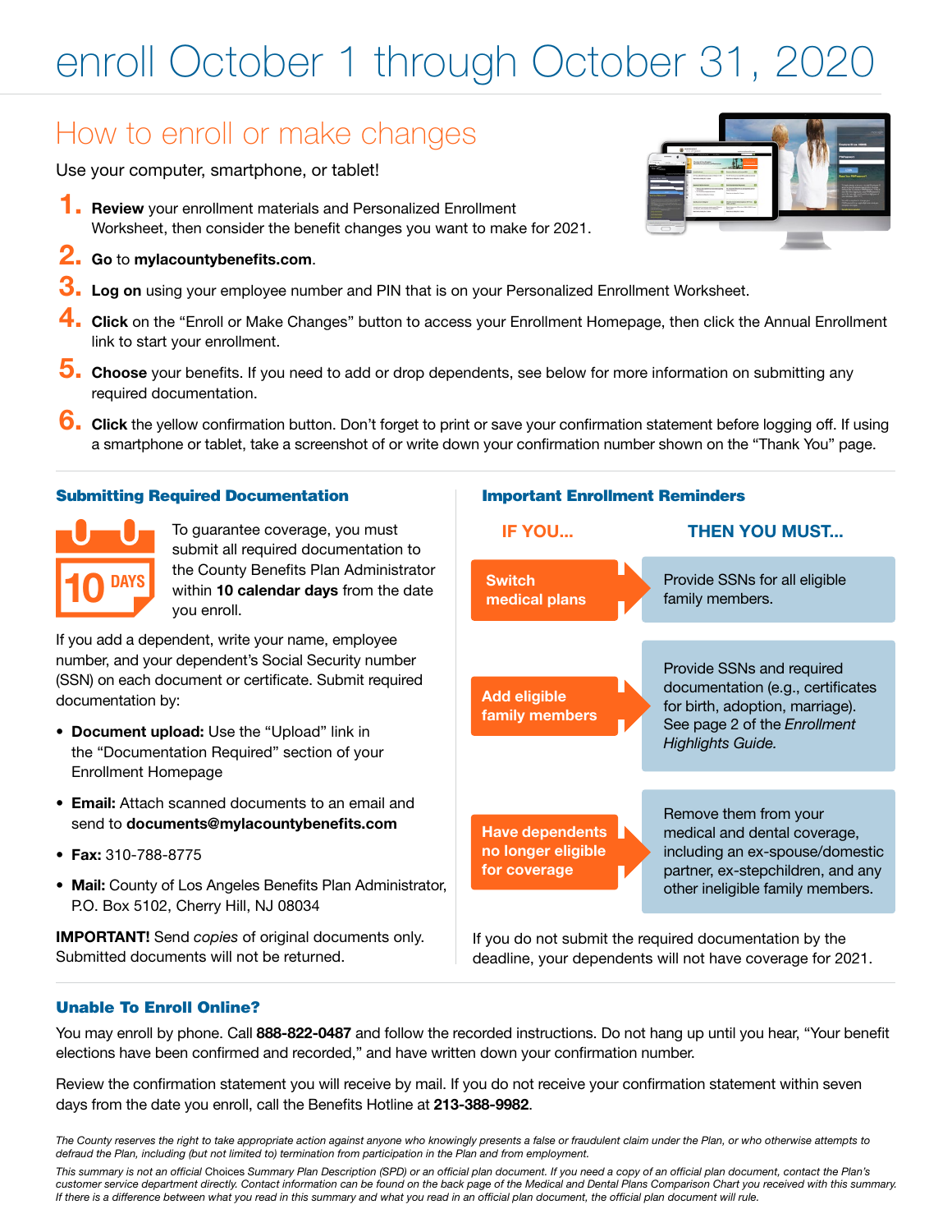# enroll October 1 through October 31, 2020

## How to enroll or make changes

Use your computer, smartphone, or tablet!

1. **Review** your enrollment materials and Personalized Enrollment Worksheet, then consider the benefit changes you want to make for 2021.
2. **Go** to **mylacountybenefits.com**.
3. **Log on** using your employee number and PIN that is on your Personalized Enrollment Worksheet.
4. **Click** on the "Enroll or Make Changes" button to access your Enrollment Homepage, then click the Annual Enrollment link to start your enrollment.
5. **Choose** your benefits. If you need to add or drop dependents, see below for more information on submitting any required documentation.
6. **Click** the yellow confirmation button. Don't forget to print or save your confirmation statement before logging off. If using a smartphone or tablet, take a screenshot of or write down your confirmation number shown on the "Thank You" page.

### Submitting Required Documentation

10 DAYS

To guarantee coverage, you must submit all required documentation to the County Benefits Plan Administrator within **10 calendar days** from the date you enroll.

If you add a dependent, write your name, employee number, and your dependent's Social Security number (SSN) on each document or certificate. Submit required documentation by:

- **Document upload:** Use the "Upload" link in the "Documentation Required" section of your Enrollment Homepage
- **Email:** Attach scanned documents to an email and send to **documents@mylacountybenefits.com**
- **Fax:** 310-788-8775
- **Mail:** County of Los Angeles Benefits Plan Administrator, P.O. Box 5102, Cherry Hill, NJ 08034

**IMPORTANT!** Send *copies* of original documents only. Submitted documents will not be returned.

### Important Enrollment Reminders

| IF YOU... | THEN YOU MUST... |
|---|---|
| Switch medical plans | Provide SSNs for all eligible family members. |
| Add eligible family members | Provide SSNs and required documentation (e.g., certificates for birth, adoption, marriage). See page 2 of the *Enrollment Highlights Guide.* |
| Have dependents no longer eligible for coverage | Remove them from your medical and dental coverage, including an ex-spouse/domestic partner, ex-stepchildren, and any other ineligible family members. |

If you do not submit the required documentation by the deadline, your dependents will not have coverage for 2021.

### Unable To Enroll Online?

You may enroll by phone. Call **888-822-0487** and follow the recorded instructions. Do not hang up until you hear, "Your benefit elections have been confirmed and recorded," and have written down your confirmation number.

Review the confirmation statement you will receive by mail. If you do not receive your confirmation statement within seven days from the date you enroll, call the Benefits Hotline at **213-388-9982**.

*The County reserves the right to take appropriate action against anyone who knowingly presents a false or fraudulent claim under the Plan, or who otherwise attempts to defraud the Plan, including (but not limited to) termination from participation in the Plan and from employment.*

*This summary is not an official Choices Summary Plan Description (SPD) or an official plan document. If you need a copy of an official plan document, contact the Plan's customer service department directly. Contact information can be found on the back page of the Medical and Dental Plans Comparison Chart you received with this summary. If there is a difference between what you read in this summary and what you read in an official plan document, the official plan document will rule.*